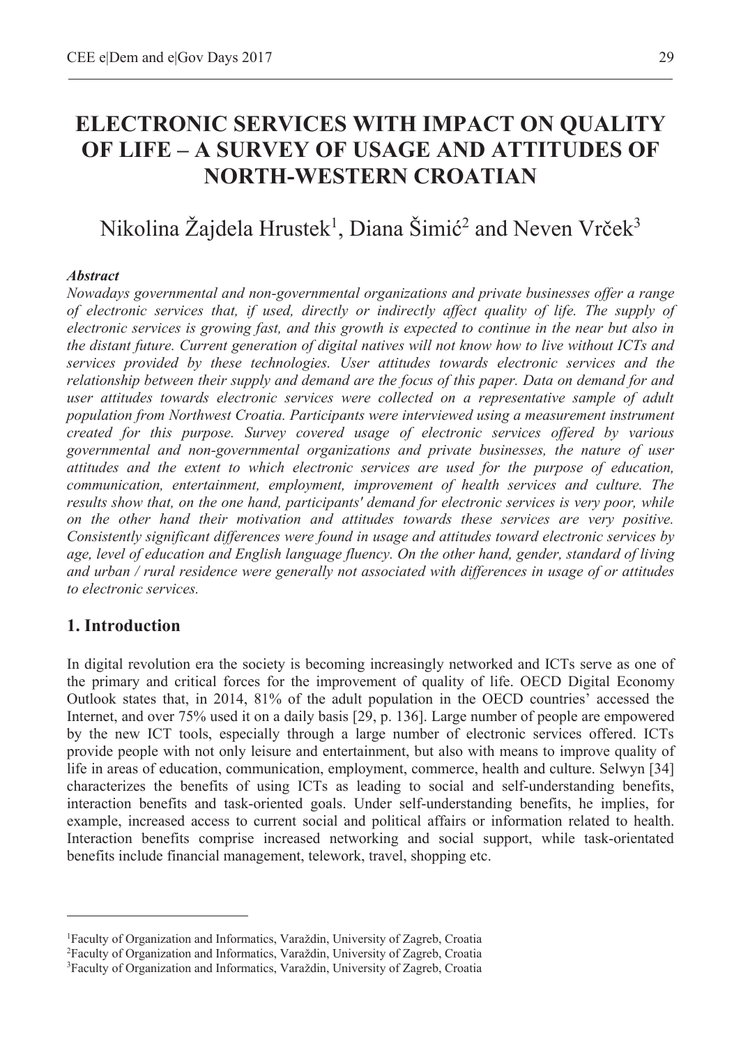# ELECTRONIC SERVICES WITH IMPACT ON QUALITY OF LIFE – A SURVEY OF USAGE AND ATTITUDES OF NORTH-WESTERN CROATIAN

Nikolina Žajdela Hrustek[1], Diana Šimić[2] and Neven Vrček[3]

***Abstract***

*Nowadays governmental and non-governmental organizations and private businesses offer a range of electronic services that, if used, directly or indirectly affect quality of life. The supply of electronic services is growing fast, and this growth is expected to continue in the near but also in the distant future. Current generation of digital natives will not know how to live without ICTs and services provided by these technologies. User attitudes towards electronic services and the relationship between their supply and demand are the focus of this paper. Data on demand for and user attitudes towards electronic services were collected on a representative sample of adult population from Northwest Croatia. Participants were interviewed using a measurement instrument created for this purpose. Survey covered usage of electronic services offered by various governmental and non-governmental organizations and private businesses, the nature of user attitudes and the extent to which electronic services are used for the purpose of education, communication, entertainment, employment, improvement of health services and culture. The results show that, on the one hand, participants' demand for electronic services is very poor, while on the other hand their motivation and attitudes towards these services are very positive. Consistently significant differences were found in usage and attitudes toward electronic services by age, level of education and English language fluency. On the other hand, gender, standard of living and urban / rural residence were generally not associated with differences in usage of or attitudes to electronic services.*

## 1. Introduction

In digital revolution era the society is becoming increasingly networked and ICTs serve as one of the primary and critical forces for the improvement of quality of life. OECD Digital Economy Outlook states that, in 2014, 81% of the adult population in the OECD countries' accessed the Internet, and over 75% used it on a daily basis [29, p. 136]. Large number of people are empowered by the new ICT tools, especially through a large number of electronic services offered. ICTs provide people with not only leisure and entertainment, but also with means to improve quality of life in areas of education, communication, employment, commerce, health and culture. Selwyn [34] characterizes the benefits of using ICTs as leading to social and self-understanding benefits, interaction benefits and task-oriented goals. Under self-understanding benefits, he implies, for example, increased access to current social and political affairs or information related to health. Interaction benefits comprise increased networking and social support, while task-orientated benefits include financial management, telework, travel, shopping etc.

---

[1]Faculty of Organization and Informatics, Varaždin, University of Zagreb, Croatia

[2]Faculty of Organization and Informatics, Varaždin, University of Zagreb, Croatia

[3]Faculty of Organization and Informatics, Varaždin, University of Zagreb, Croatia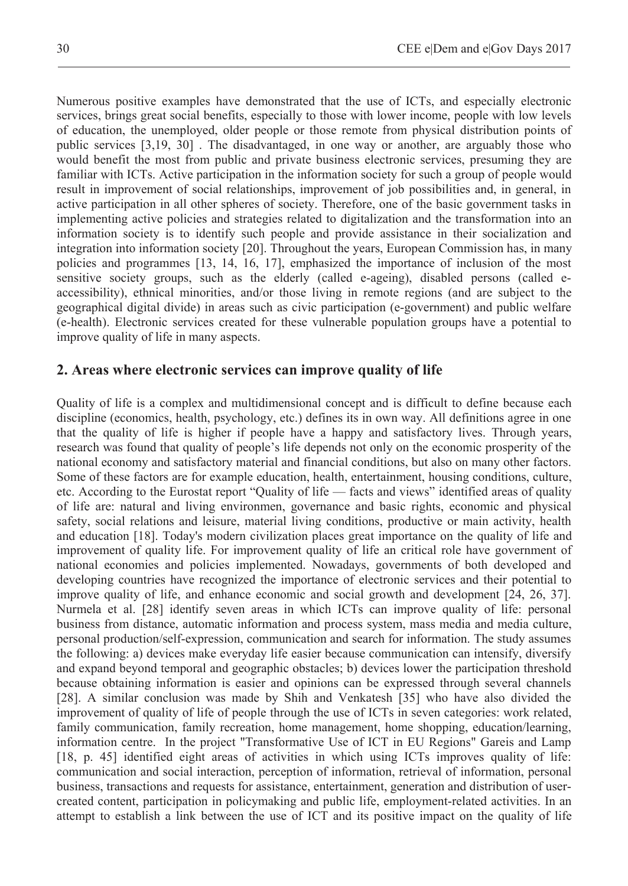Numerous positive examples have demonstrated that the use of ICTs, and especially electronic services, brings great social benefits, especially to those with lower income, people with low levels of education, the unemployed, older people or those remote from physical distribution points of public services [3,19, 30] . The disadvantaged, in one way or another, are arguably those who would benefit the most from public and private business electronic services, presuming they are familiar with ICTs. Active participation in the information society for such a group of people would result in improvement of social relationships, improvement of job possibilities and, in general, in active participation in all other spheres of society. Therefore, one of the basic government tasks in implementing active policies and strategies related to digitalization and the transformation into an information society is to identify such people and provide assistance in their socialization and integration into information society [20]. Throughout the years, European Commission has, in many policies and programmes [13, 14, 16, 17], emphasized the importance of inclusion of the most sensitive society groups, such as the elderly (called e-ageing), disabled persons (called e-accessibility), ethnical minorities, and/or those living in remote regions (and are subject to the geographical digital divide) in areas such as civic participation (e-government) and public welfare (e-health). Electronic services created for these vulnerable population groups have a potential to improve quality of life in many aspects.

## 2. Areas where electronic services can improve quality of life

Quality of life is a complex and multidimensional concept and is difficult to define because each discipline (economics, health, psychology, etc.) defines its in own way. All definitions agree in one that the quality of life is higher if people have a happy and satisfactory lives. Through years, research was found that quality of people's life depends not only on the economic prosperity of the national economy and satisfactory material and financial conditions, but also on many other factors. Some of these factors are for example education, health, entertainment, housing conditions, culture, etc. According to the Eurostat report "Quality of life — facts and views" identified areas of quality of life are: natural and living environmen, governance and basic rights, economic and physical safety, social relations and leisure, material living conditions, productive or main activity, health and education [18]. Today's modern civilization places great importance on the quality of life and improvement of quality life. For improvement quality of life an critical role have government of national economies and policies implemented. Nowadays, governments of both developed and developing countries have recognized the importance of electronic services and their potential to improve quality of life, and enhance economic and social growth and development [24, 26, 37]. Nurmela et al. [28] identify seven areas in which ICTs can improve quality of life: personal business from distance, automatic information and process system, mass media and media culture, personal production/self-expression, communication and search for information. The study assumes the following: a) devices make everyday life easier because communication can intensify, diversify and expand beyond temporal and geographic obstacles; b) devices lower the participation threshold because obtaining information is easier and opinions can be expressed through several channels [28]. A similar conclusion was made by Shih and Venkatesh [35] who have also divided the improvement of quality of life of people through the use of ICTs in seven categories: work related, family communication, family recreation, home management, home shopping, education/learning, information centre. In the project "Transformative Use of ICT in EU Regions" Gareis and Lamp [18, p. 45] identified eight areas of activities in which using ICTs improves quality of life: communication and social interaction, perception of information, retrieval of information, personal business, transactions and requests for assistance, entertainment, generation and distribution of user-created content, participation in policymaking and public life, employment-related activities. In an attempt to establish a link between the use of ICT and its positive impact on the quality of life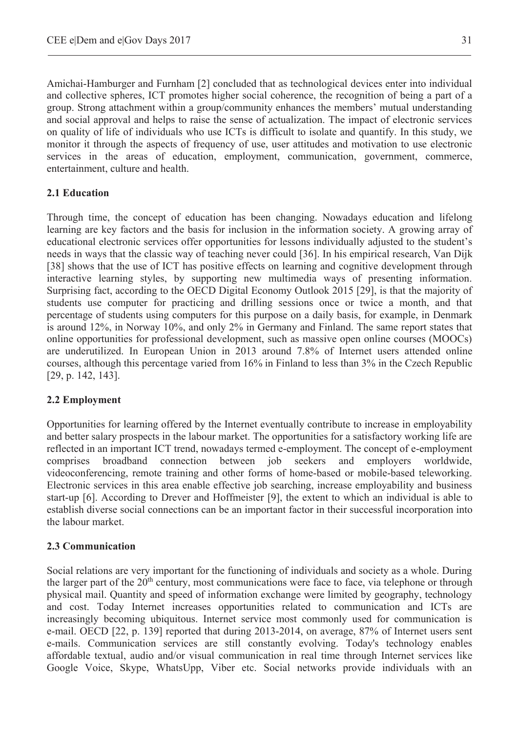Amichai-Hamburger and Furnham [2] concluded that as technological devices enter into individual and collective spheres, ICT promotes higher social coherence, the recognition of being a part of a group. Strong attachment within a group/community enhances the members' mutual understanding and social approval and helps to raise the sense of actualization. The impact of electronic services on quality of life of individuals who use ICTs is difficult to isolate and quantify. In this study, we monitor it through the aspects of frequency of use, user attitudes and motivation to use electronic services in the areas of education, employment, communication, government, commerce, entertainment, culture and health.

### 2.1 Education

Through time, the concept of education has been changing. Nowadays education and lifelong learning are key factors and the basis for inclusion in the information society. A growing array of educational electronic services offer opportunities for lessons individually adjusted to the student's needs in ways that the classic way of teaching never could [36]. In his empirical research, Van Dijk [38] shows that the use of ICT has positive effects on learning and cognitive development through interactive learning styles, by supporting new multimedia ways of presenting information. Surprising fact, according to the OECD Digital Economy Outlook 2015 [29], is that the majority of students use computer for practicing and drilling sessions once or twice a month, and that percentage of students using computers for this purpose on a daily basis, for example, in Denmark is around 12%, in Norway 10%, and only 2% in Germany and Finland. The same report states that online opportunities for professional development, such as massive open online courses (MOOCs) are underutilized. In European Union in 2013 around 7.8% of Internet users attended online courses, although this percentage varied from 16% in Finland to less than 3% in the Czech Republic [29, p. 142, 143].

### 2.2 Employment

Opportunities for learning offered by the Internet eventually contribute to increase in employability and better salary prospects in the labour market. The opportunities for a satisfactory working life are reflected in an important ICT trend, nowadays termed e-employment. The concept of e-employment comprises broadband connection between job seekers and employers worldwide, videoconferencing, remote training and other forms of home-based or mobile-based teleworking. Electronic services in this area enable effective job searching, increase employability and business start-up [6]. According to Drever and Hoffmeister [9], the extent to which an individual is able to establish diverse social connections can be an important factor in their successful incorporation into the labour market.

### 2.3 Communication

Social relations are very important for the functioning of individuals and society as a whole. During the larger part of the 20th century, most communications were face to face, via telephone or through physical mail. Quantity and speed of information exchange were limited by geography, technology and cost. Today Internet increases opportunities related to communication and ICTs are increasingly becoming ubiquitous. Internet service most commonly used for communication is e-mail. OECD [22, p. 139] reported that during 2013-2014, on average, 87% of Internet users sent e-mails. Communication services are still constantly evolving. Today's technology enables affordable textual, audio and/or visual communication in real time through Internet services like Google Voice, Skype, WhatsUpp, Viber etc. Social networks provide individuals with an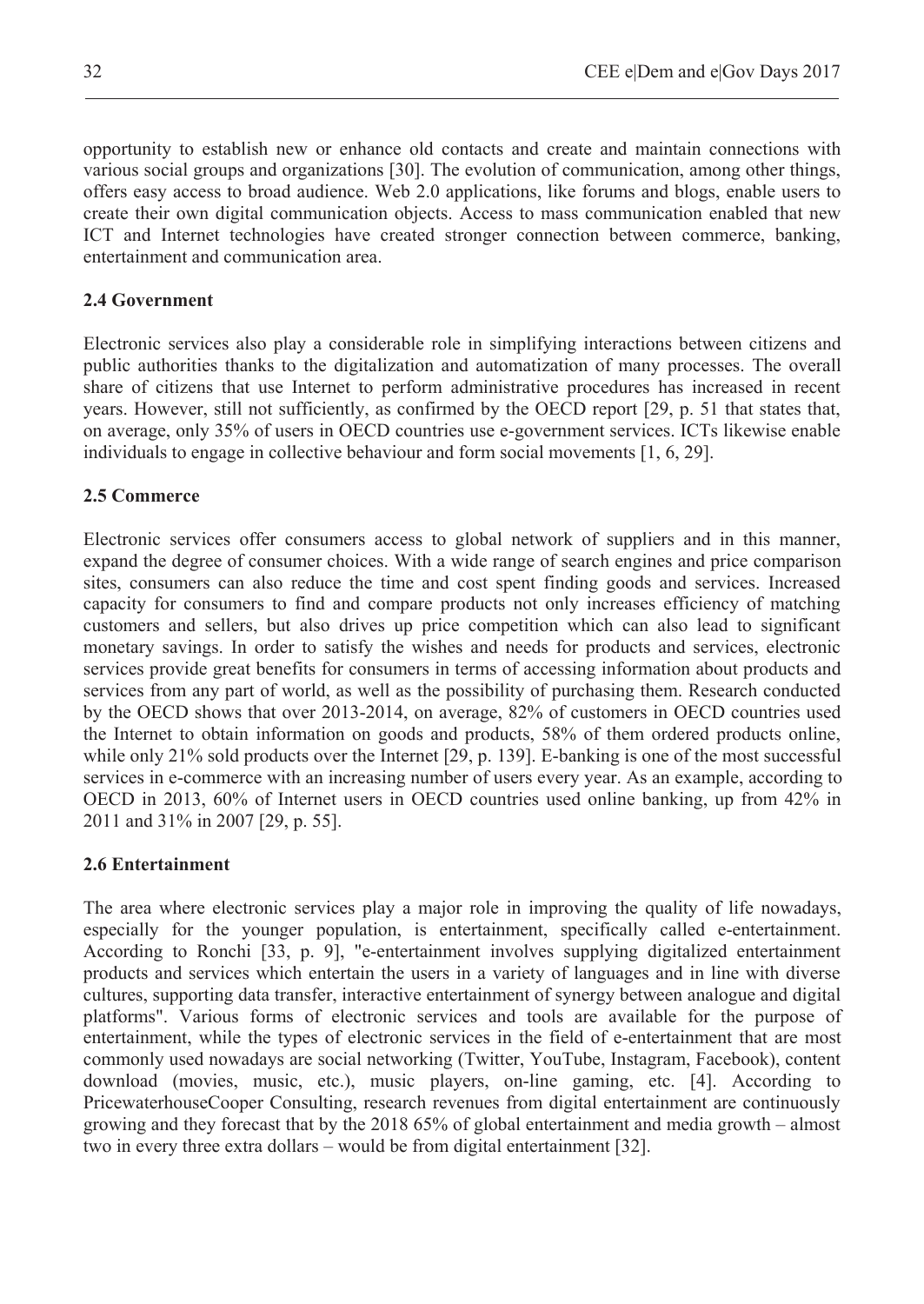opportunity to establish new or enhance old contacts and create and maintain connections with various social groups and organizations [30]. The evolution of communication, among other things, offers easy access to broad audience. Web 2.0 applications, like forums and blogs, enable users to create their own digital communication objects. Access to mass communication enabled that new ICT and Internet technologies have created stronger connection between commerce, banking, entertainment and communication area.

### 2.4 Government

Electronic services also play a considerable role in simplifying interactions between citizens and public authorities thanks to the digitalization and automatization of many processes. The overall share of citizens that use Internet to perform administrative procedures has increased in recent years. However, still not sufficiently, as confirmed by the OECD report [29, p. 51 that states that, on average, only 35% of users in OECD countries use e-government services. ICTs likewise enable individuals to engage in collective behaviour and form social movements [1, 6, 29].

### 2.5 Commerce

Electronic services offer consumers access to global network of suppliers and in this manner, expand the degree of consumer choices. With a wide range of search engines and price comparison sites, consumers can also reduce the time and cost spent finding goods and services. Increased capacity for consumers to find and compare products not only increases efficiency of matching customers and sellers, but also drives up price competition which can also lead to significant monetary savings. In order to satisfy the wishes and needs for products and services, electronic services provide great benefits for consumers in terms of accessing information about products and services from any part of world, as well as the possibility of purchasing them. Research conducted by the OECD shows that over 2013-2014, on average, 82% of customers in OECD countries used the Internet to obtain information on goods and products, 58% of them ordered products online, while only 21% sold products over the Internet [29, p. 139]. E-banking is one of the most successful services in e-commerce with an increasing number of users every year. As an example, according to OECD in 2013, 60% of Internet users in OECD countries used online banking, up from 42% in 2011 and 31% in 2007 [29, p. 55].

### 2.6 Entertainment

The area where electronic services play a major role in improving the quality of life nowadays, especially for the younger population, is entertainment, specifically called e-entertainment. According to Ronchi [33, p. 9], "e-entertainment involves supplying digitalized entertainment products and services which entertain the users in a variety of languages and in line with diverse cultures, supporting data transfer, interactive entertainment of synergy between analogue and digital platforms". Various forms of electronic services and tools are available for the purpose of entertainment, while the types of electronic services in the field of e-entertainment that are most commonly used nowadays are social networking (Twitter, YouTube, Instagram, Facebook), content download (movies, music, etc.), music players, on-line gaming, etc. [4]. According to PricewaterhouseCooper Consulting, research revenues from digital entertainment are continuously growing and they forecast that by the 2018 65% of global entertainment and media growth – almost two in every three extra dollars – would be from digital entertainment [32].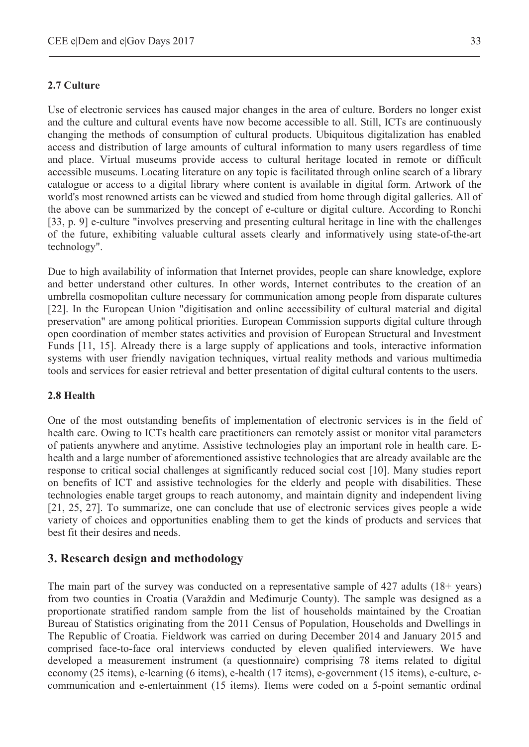### 2.7 Culture

Use of electronic services has caused major changes in the area of culture. Borders no longer exist and the culture and cultural events have now become accessible to all. Still, ICTs are continuously changing the methods of consumption of cultural products. Ubiquitous digitalization has enabled access and distribution of large amounts of cultural information to many users regardless of time and place. Virtual museums provide access to cultural heritage located in remote or difficult accessible museums. Locating literature on any topic is facilitated through online search of a library catalogue or access to a digital library where content is available in digital form. Artwork of the world's most renowned artists can be viewed and studied from home through digital galleries. All of the above can be summarized by the concept of e-culture or digital culture. According to Ronchi [33, p. 9] e-culture "involves preserving and presenting cultural heritage in line with the challenges of the future, exhibiting valuable cultural assets clearly and informatively using state-of-the-art technology".

Due to high availability of information that Internet provides, people can share knowledge, explore and better understand other cultures. In other words, Internet contributes to the creation of an umbrella cosmopolitan culture necessary for communication among people from disparate cultures [22]. In the European Union "digitisation and online accessibility of cultural material and digital preservation" are among political priorities. European Commission supports digital culture through open coordination of member states activities and provision of European Structural and Investment Funds [11, 15]. Already there is a large supply of applications and tools, interactive information systems with user friendly navigation techniques, virtual reality methods and various multimedia tools and services for easier retrieval and better presentation of digital cultural contents to the users.

### 2.8 Health

One of the most outstanding benefits of implementation of electronic services is in the field of health care. Owing to ICTs health care practitioners can remotely assist or monitor vital parameters of patients anywhere and anytime. Assistive technologies play an important role in health care. E-health and a large number of aforementioned assistive technologies that are already available are the response to critical social challenges at significantly reduced social cost [10]. Many studies report on benefits of ICT and assistive technologies for the elderly and people with disabilities. These technologies enable target groups to reach autonomy, and maintain dignity and independent living [21, 25, 27]. To summarize, one can conclude that use of electronic services gives people a wide variety of choices and opportunities enabling them to get the kinds of products and services that best fit their desires and needs.

## 3. Research design and methodology

The main part of the survey was conducted on a representative sample of 427 adults (18+ years) from two counties in Croatia (Varaždin and Međimurje County). The sample was designed as a proportionate stratified random sample from the list of households maintained by the Croatian Bureau of Statistics originating from the 2011 Census of Population, Households and Dwellings in The Republic of Croatia. Fieldwork was carried on during December 2014 and January 2015 and comprised face-to-face oral interviews conducted by eleven qualified interviewers. We have developed a measurement instrument (a questionnaire) comprising 78 items related to digital economy (25 items), e-learning (6 items), e-health (17 items), e-government (15 items), e-culture, e-communication and e-entertainment (15 items). Items were coded on a 5-point semantic ordinal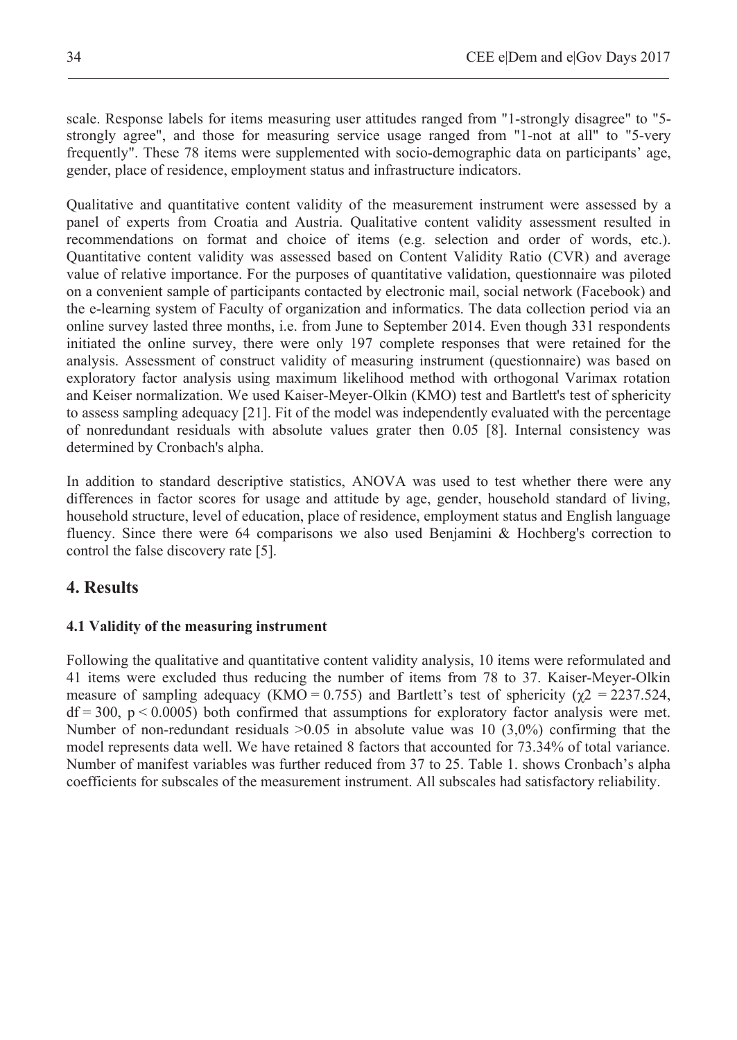scale. Response labels for items measuring user attitudes ranged from "1-strongly disagree" to "5-strongly agree", and those for measuring service usage ranged from "1-not at all" to "5-very frequently". These 78 items were supplemented with socio-demographic data on participants' age, gender, place of residence, employment status and infrastructure indicators.

Qualitative and quantitative content validity of the measurement instrument were assessed by a panel of experts from Croatia and Austria. Qualitative content validity assessment resulted in recommendations on format and choice of items (e.g. selection and order of words, etc.). Quantitative content validity was assessed based on Content Validity Ratio (CVR) and average value of relative importance. For the purposes of quantitative validation, questionnaire was piloted on a convenient sample of participants contacted by electronic mail, social network (Facebook) and the e-learning system of Faculty of organization and informatics. The data collection period via an online survey lasted three months, i.e. from June to September 2014. Even though 331 respondents initiated the online survey, there were only 197 complete responses that were retained for the analysis. Assessment of construct validity of measuring instrument (questionnaire) was based on exploratory factor analysis using maximum likelihood method with orthogonal Varimax rotation and Keiser normalization. We used Kaiser-Meyer-Olkin (KMO) test and Bartlett's test of sphericity to assess sampling adequacy [21]. Fit of the model was independently evaluated with the percentage of nonredundant residuals with absolute values grater then 0.05 [8]. Internal consistency was determined by Cronbach's alpha.

In addition to standard descriptive statistics, ANOVA was used to test whether there were any differences in factor scores for usage and attitude by age, gender, household standard of living, household structure, level of education, place of residence, employment status and English language fluency. Since there were 64 comparisons we also used Benjamini & Hochberg's correction to control the false discovery rate [5].

## 4. Results

### 4.1 Validity of the measuring instrument

Following the qualitative and quantitative content validity analysis, 10 items were reformulated and 41 items were excluded thus reducing the number of items from 78 to 37. Kaiser-Meyer-Olkin measure of sampling adequacy (KMO = 0.755) and Bartlett's test of sphericity ($\chi^2 = 2237.524$, $df = 300$, $p < 0.0005$) both confirmed that assumptions for exploratory factor analysis were met. Number of non-redundant residuals >0.05 in absolute value was 10 (3,0%) confirming that the model represents data well. We have retained 8 factors that accounted for 73.34% of total variance. Number of manifest variables was further reduced from 37 to 25. Table 1. shows Cronbach's alpha coefficients for subscales of the measurement instrument. All subscales had satisfactory reliability.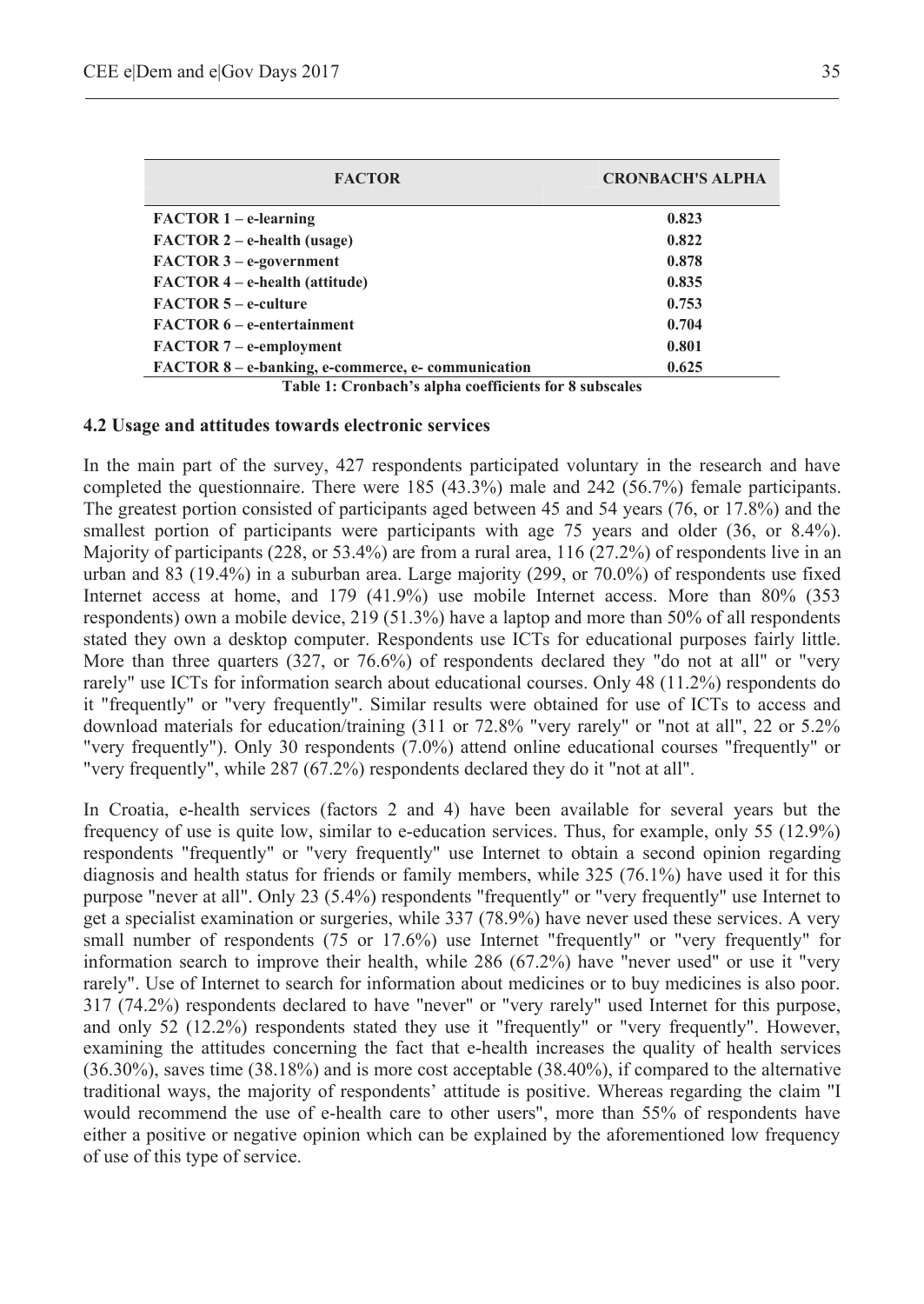| FACTOR | CRONBACH'S ALPHA |
| --- | --- |
| **FACTOR 1 – e-learning** | **0.823** |
| **FACTOR 2 – e-health (usage)** | **0.822** |
| **FACTOR 3 – e-government** | **0.878** |
| **FACTOR 4 – e-health (attitude)** | **0.835** |
| **FACTOR 5 – e-culture** | **0.753** |
| **FACTOR 6 – e-entertainment** | **0.704** |
| **FACTOR 7 – e-employment** | **0.801** |
| **FACTOR 8 – e-banking, e-commerce, e- communication** | **0.625** |

**Table 1: Cronbach's alpha coefficients for 8 subscales**

### 4.2 Usage and attitudes towards electronic services

In the main part of the survey, 427 respondents participated voluntary in the research and have completed the questionnaire. There were 185 (43.3%) male and 242 (56.7%) female participants. The greatest portion consisted of participants aged between 45 and 54 years (76, or 17.8%) and the smallest portion of participants were participants with age 75 years and older (36, or 8.4%). Majority of participants (228, or 53.4%) are from a rural area, 116 (27.2%) of respondents live in an urban and 83 (19.4%) in a suburban area. Large majority (299, or 70.0%) of respondents use fixed Internet access at home, and 179 (41.9%) use mobile Internet access. More than 80% (353 respondents) own a mobile device, 219 (51.3%) have a laptop and more than 50% of all respondents stated they own a desktop computer. Respondents use ICTs for educational purposes fairly little. More than three quarters (327, or 76.6%) of respondents declared they "do not at all" or "very rarely" use ICTs for information search about educational courses. Only 48 (11.2%) respondents do it "frequently" or "very frequently". Similar results were obtained for use of ICTs to access and download materials for education/training (311 or 72.8% "very rarely" or "not at all", 22 or 5.2% "very frequently"). Only 30 respondents (7.0%) attend online educational courses "frequently" or "very frequently", while 287 (67.2%) respondents declared they do it "not at all".

In Croatia, e-health services (factors 2 and 4) have been available for several years but the frequency of use is quite low, similar to e-education services. Thus, for example, only 55 (12.9%) respondents "frequently" or "very frequently" use Internet to obtain a second opinion regarding diagnosis and health status for friends or family members, while 325 (76.1%) have used it for this purpose "never at all". Only 23 (5.4%) respondents "frequently" or "very frequently" use Internet to get a specialist examination or surgeries, while 337 (78.9%) have never used these services. A very small number of respondents (75 or 17.6%) use Internet "frequently" or "very frequently" for information search to improve their health, while 286 (67.2%) have "never used" or use it "very rarely". Use of Internet to search for information about medicines or to buy medicines is also poor. 317 (74.2%) respondents declared to have "never" or "very rarely" used Internet for this purpose, and only 52 (12.2%) respondents stated they use it "frequently" or "very frequently". However, examining the attitudes concerning the fact that e-health increases the quality of health services (36.30%), saves time (38.18%) and is more cost acceptable (38.40%), if compared to the alternative traditional ways, the majority of respondents' attitude is positive. Whereas regarding the claim "I would recommend the use of e-health care to other users", more than 55% of respondents have either a positive or negative opinion which can be explained by the aforementioned low frequency of use of this type of service.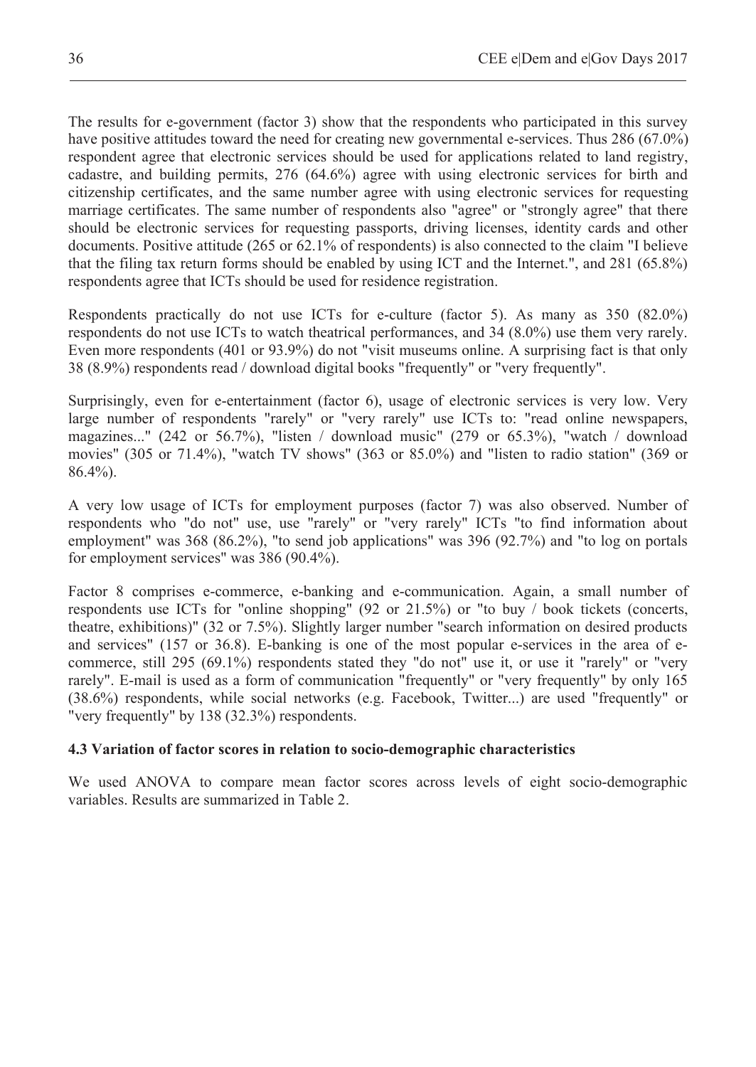The results for e-government (factor 3) show that the respondents who participated in this survey have positive attitudes toward the need for creating new governmental e-services. Thus 286 (67.0%) respondent agree that electronic services should be used for applications related to land registry, cadastre, and building permits, 276 (64.6%) agree with using electronic services for birth and citizenship certificates, and the same number agree with using electronic services for requesting marriage certificates. The same number of respondents also "agree" or "strongly agree" that there should be electronic services for requesting passports, driving licenses, identity cards and other documents. Positive attitude (265 or 62.1% of respondents) is also connected to the claim "I believe that the filing tax return forms should be enabled by using ICT and the Internet.", and 281 (65.8%) respondents agree that ICTs should be used for residence registration.

Respondents practically do not use ICTs for e-culture (factor 5). As many as 350 (82.0%) respondents do not use ICTs to watch theatrical performances, and 34 (8.0%) use them very rarely. Even more respondents (401 or 93.9%) do not "visit museums online. A surprising fact is that only 38 (8.9%) respondents read / download digital books "frequently" or "very frequently".

Surprisingly, even for e-entertainment (factor 6), usage of electronic services is very low. Very large number of respondents "rarely" or "very rarely" use ICTs to: "read online newspapers, magazines..." (242 or 56.7%), "listen / download music" (279 or 65.3%), "watch / download movies" (305 or 71.4%), "watch TV shows" (363 or 85.0%) and "listen to radio station" (369 or 86.4%).

A very low usage of ICTs for employment purposes (factor 7) was also observed. Number of respondents who "do not" use, use "rarely" or "very rarely" ICTs "to find information about employment" was 368 (86.2%), "to send job applications" was 396 (92.7%) and "to log on portals for employment services" was 386 (90.4%).

Factor 8 comprises e-commerce, e-banking and e-communication. Again, a small number of respondents use ICTs for "online shopping" (92 or 21.5%) or "to buy / book tickets (concerts, theatre, exhibitions)" (32 or 7.5%). Slightly larger number "search information on desired products and services" (157 or 36.8). E-banking is one of the most popular e-services in the area of e-commerce, still 295 (69.1%) respondents stated they "do not" use it, or use it "rarely" or "very rarely". E-mail is used as a form of communication "frequently" or "very frequently" by only 165 (38.6%) respondents, while social networks (e.g. Facebook, Twitter...) are used "frequently" or "very frequently" by 138 (32.3%) respondents.

### 4.3 Variation of factor scores in relation to socio-demographic characteristics

We used ANOVA to compare mean factor scores across levels of eight socio-demographic variables. Results are summarized in Table 2.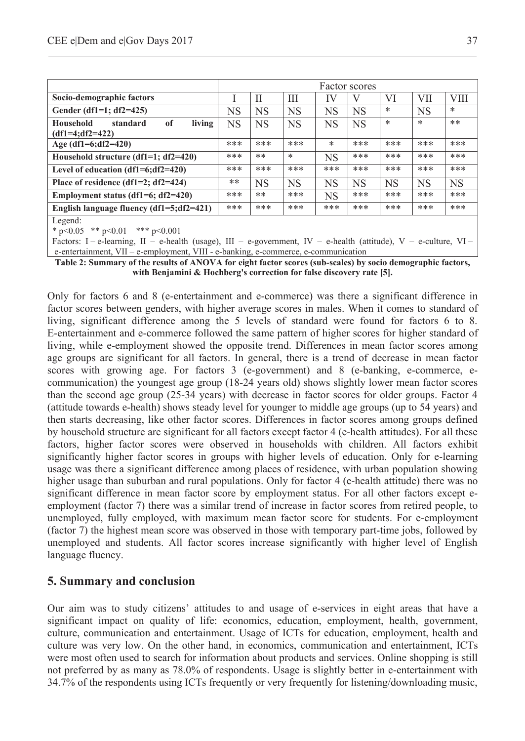| | Factor scores | | | | | | | |
|---|---|---|---|---|---|---|---|---|
| **Socio-demographic factors** | I | II | III | IV | V | VI | VII | VIII |
| **Gender (df1=1; df2=425)** | NS | NS | NS | NS | NS | * | NS | * |
| **Household standard of living (df1=4;df2=422)** | NS | NS | NS | NS | NS | * | * | ** |
| **Age (df1=6;df2=420)** | *** | *** | *** | * | *** | *** | *** | *** |
| **Household structure (df1=1; df2=420)** | *** | ** | * | NS | *** | *** | *** | *** |
| **Level of education (df1=6;df2=420)** | *** | *** | *** | *** | *** | *** | *** | *** |
| **Place of residence (df1=2; df2=424)** | ** | NS | NS | NS | NS | NS | NS | NS |
| **Employment status (df1=6; df2=420)** | *** | ** | *** | NS | *** | *** | *** | *** |
| **English language fluency (df1=5;df2=421)** | *** | *** | *** | *** | *** | *** | *** | *** |

Legend:
* p<0.05 ** p<0.01 *** p<0.001
Factors: I – e-learning, II – e-health (usage), III – e-government, IV – e-health (attitude), V – e-culture, VI – e-entertainment, VII – e-employment, VIII - e-banking, e-commerce, e-communication

**Table 2: Summary of the results of ANOVA for eight factor scores (sub-scales) by socio demographic factors, with Benjamini & Hochberg's correction for false discovery rate [5].**

Only for factors 6 and 8 (e-entertainment and e-commerce) was there a significant difference in factor scores between genders, with higher average scores in males. When it comes to standard of living, significant difference among the 5 levels of standard were found for factors 6 to 8. E-entertainment and e-commerce followed the same pattern of higher scores for higher standard of living, while e-employment showed the opposite trend. Differences in mean factor scores among age groups are significant for all factors. In general, there is a trend of decrease in mean factor scores with growing age. For factors 3 (e-government) and 8 (e-banking, e-commerce, e-communication) the youngest age group (18-24 years old) shows slightly lower mean factor scores than the second age group (25-34 years) with decrease in factor scores for older groups. Factor 4 (attitude towards e-health) shows steady level for younger to middle age groups (up to 54 years) and then starts decreasing, like other factor scores. Differences in factor scores among groups defined by household structure are significant for all factors except factor 4 (e-health attitudes). For all these factors, higher factor scores were observed in households with children. All factors exhibit significantly higher factor scores in groups with higher levels of education. Only for e-learning usage was there a significant difference among places of residence, with urban population showing higher usage than suburban and rural populations. Only for factor 4 (e-health attitude) there was no significant difference in mean factor score by employment status. For all other factors except e-employment (factor 7) there was a similar trend of increase in factor scores from retired people, to unemployed, fully employed, with maximum mean factor score for students. For e-employment (factor 7) the highest mean score was observed in those with temporary part-time jobs, followed by unemployed and students. All factor scores increase significantly with higher level of English language fluency.

## 5. Summary and conclusion

Our aim was to study citizens' attitudes to and usage of e-services in eight areas that have a significant impact on quality of life: economics, education, employment, health, government, culture, communication and entertainment. Usage of ICTs for education, employment, health and culture was very low. On the other hand, in economics, communication and entertainment, ICTs were most often used to search for information about products and services. Online shopping is still not preferred by as many as 78.0% of respondents. Usage is slightly better in e-entertainment with 34.7% of the respondents using ICTs frequently or very frequently for listening/downloading music,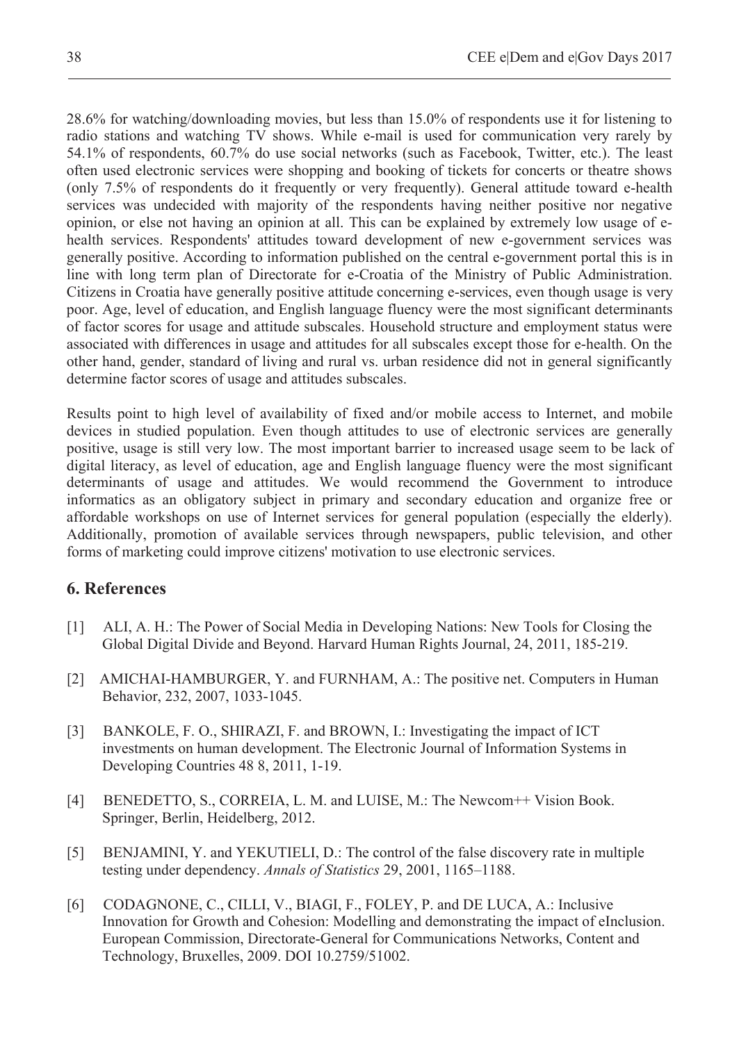28.6% for watching/downloading movies, but less than 15.0% of respondents use it for listening to radio stations and watching TV shows. While e-mail is used for communication very rarely by 54.1% of respondents, 60.7% do use social networks (such as Facebook, Twitter, etc.). The least often used electronic services were shopping and booking of tickets for concerts or theatre shows (only 7.5% of respondents do it frequently or very frequently). General attitude toward e-health services was undecided with majority of the respondents having neither positive nor negative opinion, or else not having an opinion at all. This can be explained by extremely low usage of e-health services. Respondents' attitudes toward development of new e-government services was generally positive. According to information published on the central e-government portal this is in line with long term plan of Directorate for e-Croatia of the Ministry of Public Administration. Citizens in Croatia have generally positive attitude concerning e-services, even though usage is very poor. Age, level of education, and English language fluency were the most significant determinants of factor scores for usage and attitude subscales. Household structure and employment status were associated with differences in usage and attitudes for all subscales except those for e-health. On the other hand, gender, standard of living and rural vs. urban residence did not in general significantly determine factor scores of usage and attitudes subscales.

Results point to high level of availability of fixed and/or mobile access to Internet, and mobile devices in studied population. Even though attitudes to use of electronic services are generally positive, usage is still very low. The most important barrier to increased usage seem to be lack of digital literacy, as level of education, age and English language fluency were the most significant determinants of usage and attitudes. We would recommend the Government to introduce informatics as an obligatory subject in primary and secondary education and organize free or affordable workshops on use of Internet services for general population (especially the elderly). Additionally, promotion of available services through newspapers, public television, and other forms of marketing could improve citizens' motivation to use electronic services.

## 6. References

[1] ALI, A. H.: The Power of Social Media in Developing Nations: New Tools for Closing the Global Digital Divide and Beyond. Harvard Human Rights Journal, 24, 2011, 185-219.

[2] AMICHAI-HAMBURGER, Y. and FURNHAM, A.: The positive net. Computers in Human Behavior, 232, 2007, 1033-1045.

[3] BANKOLE, F. O., SHIRAZI, F. and BROWN, I.: Investigating the impact of ICT investments on human development. The Electronic Journal of Information Systems in Developing Countries 48 8, 2011, 1-19.

[4] BENEDETTO, S., CORREIA, L. M. and LUISE, M.: The Newcom++ Vision Book. Springer, Berlin, Heidelberg, 2012.

[5] BENJAMINI, Y. and YEKUTIELI, D.: The control of the false discovery rate in multiple testing under dependency. *Annals of Statistics* 29, 2001, 1165–1188.

[6] CODAGNONE, C., CILLI, V., BIAGI, F., FOLEY, P. and DE LUCA, A.: Inclusive Innovation for Growth and Cohesion: Modelling and demonstrating the impact of eInclusion. European Commission, Directorate-General for Communications Networks, Content and Technology, Bruxelles, 2009. DOI 10.2759/51002.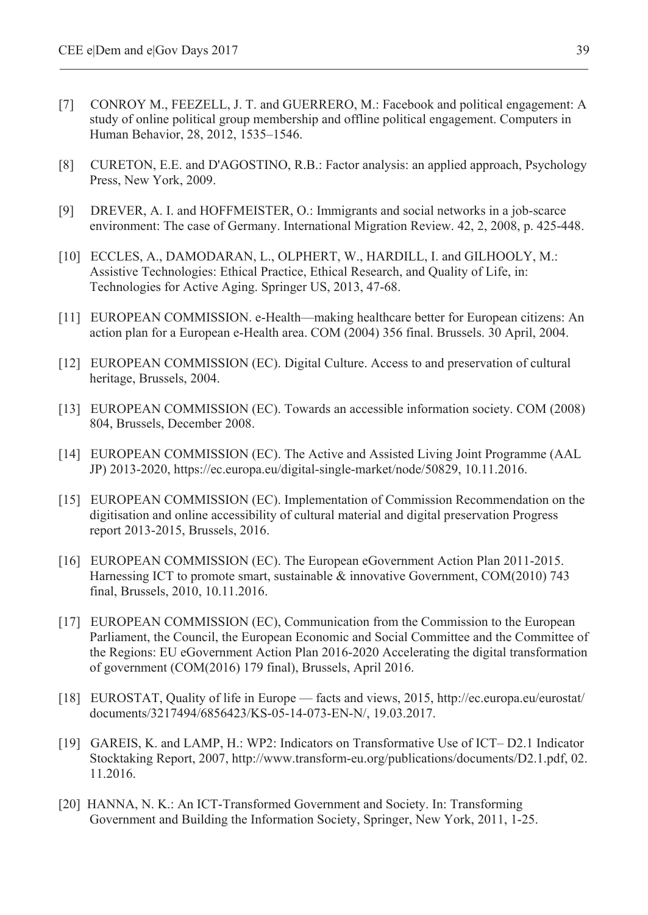[7] CONROY M., FEEZELL, J. T. and GUERRERO, M.: Facebook and political engagement: A study of online political group membership and offline political engagement. Computers in Human Behavior, 28, 2012, 1535–1546.

[8] CURETON, E.E. and D'AGOSTINO, R.B.: Factor analysis: an applied approach, Psychology Press, New York, 2009.

[9] DREVER, A. I. and HOFFMEISTER, O.: Immigrants and social networks in a job-scarce environment: The case of Germany. International Migration Review. 42, 2, 2008, p. 425-448.

[10] ECCLES, A., DAMODARAN, L., OLPHERT, W., HARDILL, I. and GILHOOLY, M.: Assistive Technologies: Ethical Practice, Ethical Research, and Quality of Life, in: Technologies for Active Aging. Springer US, 2013, 47-68.

[11] EUROPEAN COMMISSION. e-Health—making healthcare better for European citizens: An action plan for a European e-Health area. COM (2004) 356 final. Brussels. 30 April, 2004.

[12] EUROPEAN COMMISSION (EC). Digital Culture. Access to and preservation of cultural heritage, Brussels, 2004.

[13] EUROPEAN COMMISSION (EC). Towards an accessible information society. COM (2008) 804, Brussels, December 2008.

[14] EUROPEAN COMMISSION (EC). The Active and Assisted Living Joint Programme (AAL JP) 2013-2020, https://ec.europa.eu/digital-single-market/node/50829, 10.11.2016.

[15] EUROPEAN COMMISSION (EC). Implementation of Commission Recommendation on the digitisation and online accessibility of cultural material and digital preservation Progress report 2013-2015, Brussels, 2016.

[16] EUROPEAN COMMISSION (EC). The European eGovernment Action Plan 2011-2015. Harnessing ICT to promote smart, sustainable & innovative Government, COM(2010) 743 final, Brussels, 2010, 10.11.2016.

[17] EUROPEAN COMMISSION (EC), Communication from the Commission to the European Parliament, the Council, the European Economic and Social Committee and the Committee of the Regions: EU eGovernment Action Plan 2016-2020 Accelerating the digital transformation of government (COM(2016) 179 final), Brussels, April 2016.

[18] EUROSTAT, Quality of life in Europe — facts and views, 2015, http://ec.europa.eu/eurostat/documents/3217494/6856423/KS-05-14-073-EN-N/, 19.03.2017.

[19] GAREIS, K. and LAMP, H.: WP2: Indicators on Transformative Use of ICT– D2.1 Indicator Stocktaking Report, 2007, http://www.transform-eu.org/publications/documents/D2.1.pdf, 02.11.2016.

[20] HANNA, N. K.: An ICT-Transformed Government and Society. In: Transforming Government and Building the Information Society, Springer, New York, 2011, 1-25.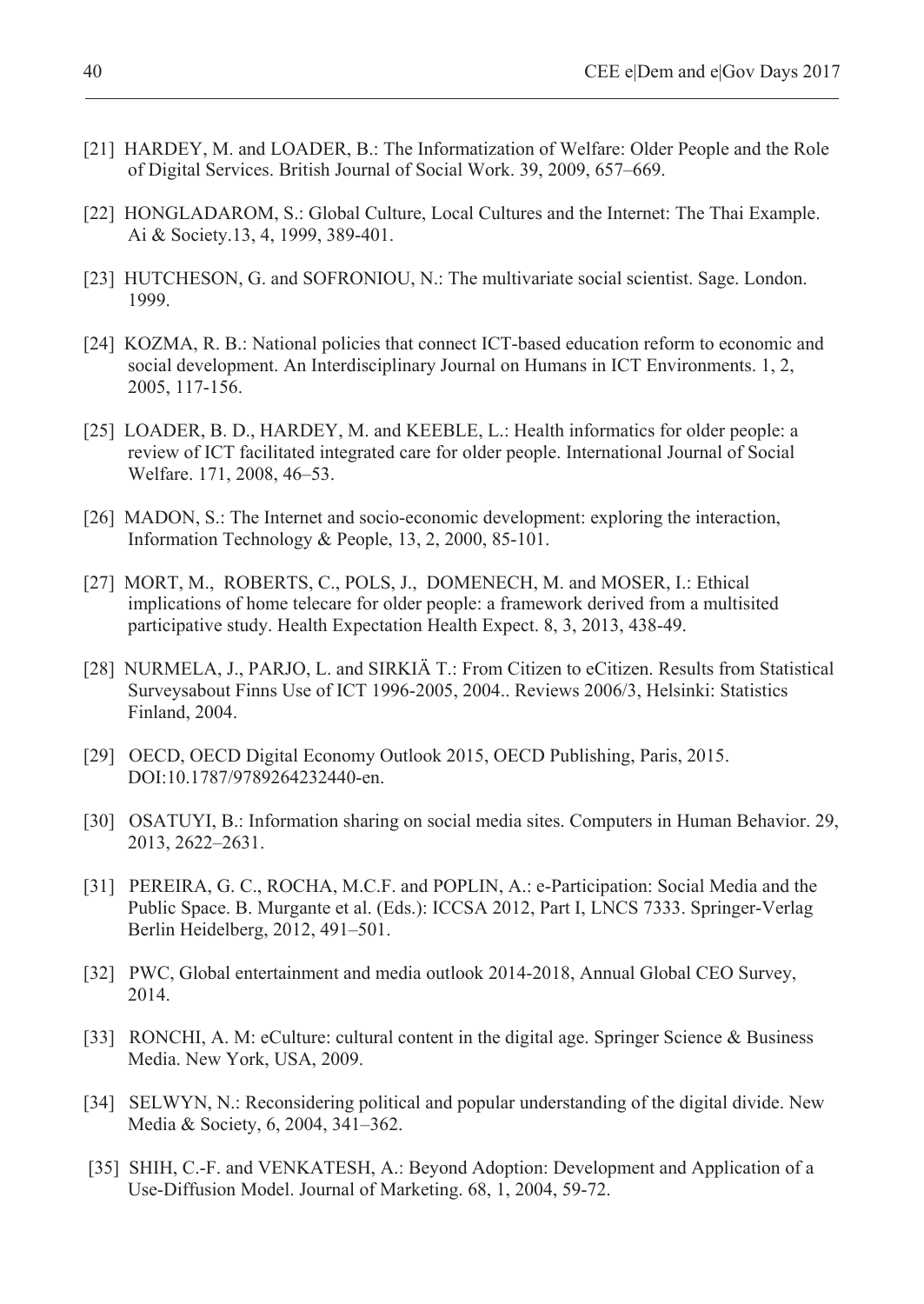[21] HARDEY, M. and LOADER, B.: The Informatization of Welfare: Older People and the Role of Digital Services. British Journal of Social Work. 39, 2009, 657–669.

[22] HONGLADAROM, S.: Global Culture, Local Cultures and the Internet: The Thai Example. Ai & Society.13, 4, 1999, 389-401.

[23] HUTCHESON, G. and SOFRONIOU, N.: The multivariate social scientist. Sage. London. 1999.

[24] KOZMA, R. B.: National policies that connect ICT-based education reform to economic and social development. An Interdisciplinary Journal on Humans in ICT Environments. 1, 2, 2005, 117-156.

[25] LOADER, B. D., HARDEY, M. and KEEBLE, L.: Health informatics for older people: a review of ICT facilitated integrated care for older people. International Journal of Social Welfare. 171, 2008, 46–53.

[26] MADON, S.: The Internet and socio-economic development: exploring the interaction, Information Technology & People, 13, 2, 2000, 85-101.

[27] MORT, M., ROBERTS, C., POLS, J., DOMENECH, M. and MOSER, I.: Ethical implications of home telecare for older people: a framework derived from a multisited participative study. Health Expectation Health Expect. 8, 3, 2013, 438-49.

[28] NURMELA, J., PARJO, L. and SIRKIÄ T.: From Citizen to eCitizen. Results from Statistical Surveysabout Finns Use of ICT 1996-2005, 2004.. Reviews 2006/3, Helsinki: Statistics Finland, 2004.

[29] OECD, OECD Digital Economy Outlook 2015, OECD Publishing, Paris, 2015. DOI:10.1787/9789264232440-en.

[30] OSATUYI, B.: Information sharing on social media sites. Computers in Human Behavior. 29, 2013, 2622–2631.

[31] PEREIRA, G. C., ROCHA, M.C.F. and POPLIN, A.: e-Participation: Social Media and the Public Space. B. Murgante et al. (Eds.): ICCSA 2012, Part I, LNCS 7333. Springer-Verlag Berlin Heidelberg, 2012, 491–501.

[32] PWC, Global entertainment and media outlook 2014-2018, Annual Global CEO Survey, 2014.

[33] RONCHI, A. M: eCulture: cultural content in the digital age. Springer Science & Business Media. New York, USA, 2009.

[34] SELWYN, N.: Reconsidering political and popular understanding of the digital divide. New Media & Society, 6, 2004, 341–362.

[35] SHIH, C.-F. and VENKATESH, A.: Beyond Adoption: Development and Application of a Use-Diffusion Model. Journal of Marketing. 68, 1, 2004, 59-72.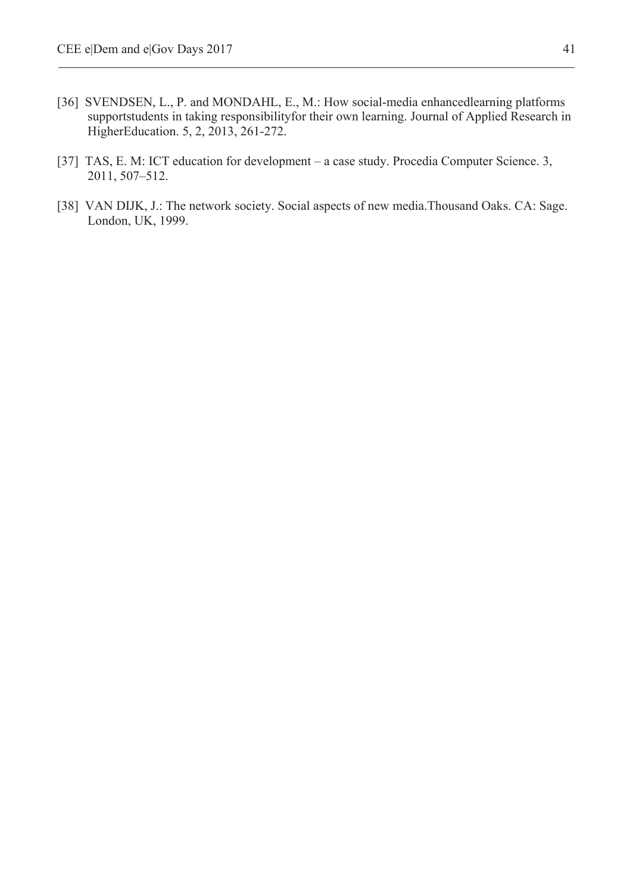[36] SVENDSEN, L., P. and MONDAHL, E., M.: How social-media enhancedlearning platforms supportstudents in taking responsibilityfor their own learning. Journal of Applied Research in HigherEducation. 5, 2, 2013, 261-272.

[37] TAS, E. M: ICT education for development – a case study. Procedia Computer Science. 3, 2011, 507–512.

[38] VAN DIJK, J.: The network society. Social aspects of new media.Thousand Oaks. CA: Sage. London, UK, 1999.